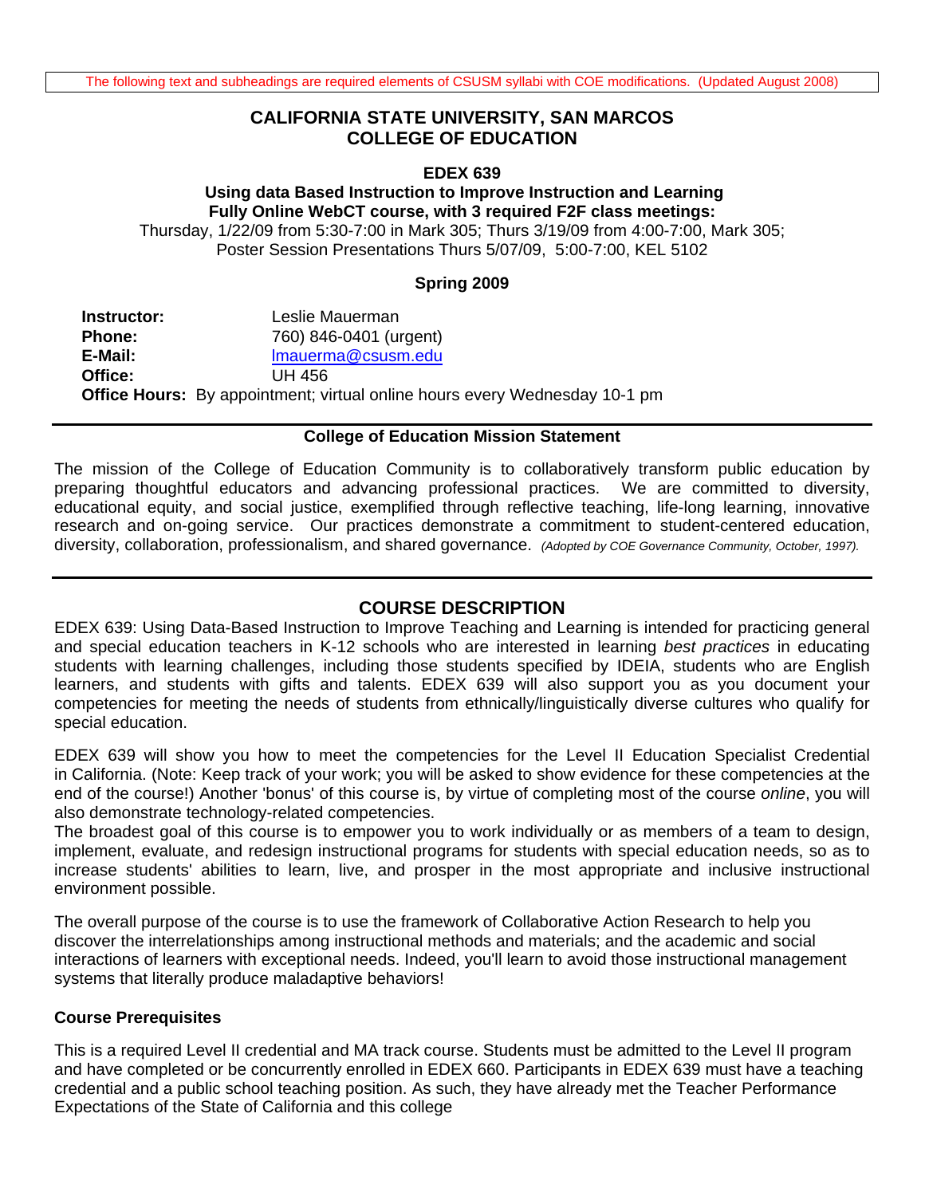The following text and subheadings are required elements of CSUSM syllabi with COE modifications. (Updated August 2008)

# CALIFORNIA STATE UNIVERSITY, SAN MARCOS
# COLLEGE OF EDUCATION

## EDEX 639

**Using data Based Instruction to Improve Instruction and Learning**
**Fully Online WebCT course, with 3 required F2F class meetings:**
Thursday, 1/22/09 from 5:30-7:00 in Mark 305; Thurs 3/19/09 from 4:00-7:00, Mark 305;
Poster Session Presentations Thurs 5/07/09, 5:00-7:00, KEL 5102

**Spring 2009**

**Instructor:** Leslie Mauerman
**Phone:** 760) 846-0401 (urgent)
**E-Mail:** lmauerma@csusm.edu
**Office:** UH 456
**Office Hours:** By appointment; virtual online hours every Wednesday 10-1 pm

### College of Education Mission Statement

The mission of the College of Education Community is to collaboratively transform public education by preparing thoughtful educators and advancing professional practices. We are committed to diversity, educational equity, and social justice, exemplified through reflective teaching, life-long learning, innovative research and on-going service. Our practices demonstrate a commitment to student-centered education, diversity, collaboration, professionalism, and shared governance. *(Adopted by COE Governance Community, October, 1997).*

## COURSE DESCRIPTION

EDEX 639: Using Data-Based Instruction to Improve Teaching and Learning is intended for practicing general and special education teachers in K-12 schools who are interested in learning *best practices* in educating students with learning challenges, including those students specified by IDEIA, students who are English learners, and students with gifts and talents. EDEX 639 will also support you as you document your competencies for meeting the needs of students from ethnically/linguistically diverse cultures who qualify for special education.

EDEX 639 will show you how to meet the competencies for the Level II Education Specialist Credential in California. (Note: Keep track of your work; you will be asked to show evidence for these competencies at the end of the course!) Another 'bonus' of this course is, by virtue of completing most of the course *online*, you will also demonstrate technology-related competencies.

The broadest goal of this course is to empower you to work individually or as members of a team to design, implement, evaluate, and redesign instructional programs for students with special education needs, so as to increase students' abilities to learn, live, and prosper in the most appropriate and inclusive instructional environment possible.

The overall purpose of the course is to use the framework of Collaborative Action Research to help you discover the interrelationships among instructional methods and materials; and the academic and social interactions of learners with exceptional needs. Indeed, you'll learn to avoid those instructional management systems that literally produce maladaptive behaviors!

### Course Prerequisites

This is a required Level II credential and MA track course. Students must be admitted to the Level II program and have completed or be concurrently enrolled in EDEX 660. Participants in EDEX 639 must have a teaching credential and a public school teaching position. As such, they have already met the Teacher Performance Expectations of the State of California and this college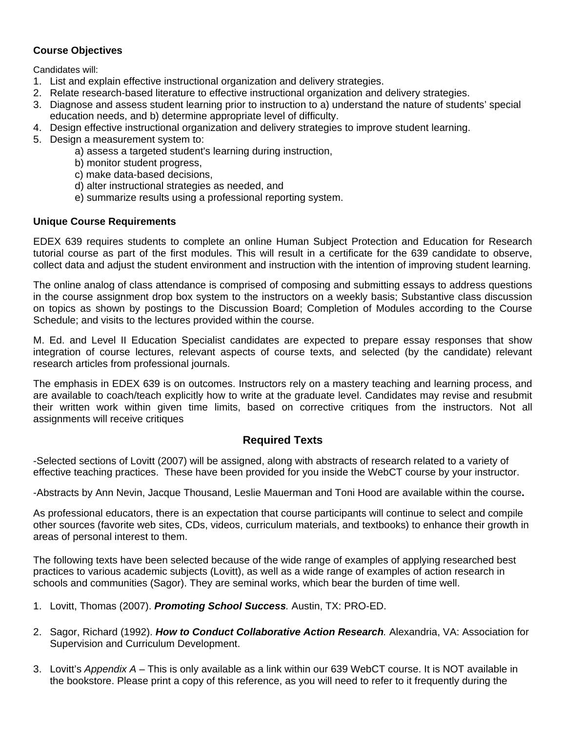### Course Objectives

Candidates will:

1. List and explain effective instructional organization and delivery strategies.
2. Relate research-based literature to effective instructional organization and delivery strategies.
3. Diagnose and assess student learning prior to instruction to a) understand the nature of students' special education needs, and b) determine appropriate level of difficulty.
4. Design effective instructional organization and delivery strategies to improve student learning.
5. Design a measurement system to:
   - a) assess a targeted student's learning during instruction,
   - b) monitor student progress,
   - c) make data-based decisions,
   - d) alter instructional strategies as needed, and
   - e) summarize results using a professional reporting system.

### Unique Course Requirements

EDEX 639 requires students to complete an online Human Subject Protection and Education for Research tutorial course as part of the first modules. This will result in a certificate for the 639 candidate to observe, collect data and adjust the student environment and instruction with the intention of improving student learning.

The online analog of class attendance is comprised of composing and submitting essays to address questions in the course assignment drop box system to the instructors on a weekly basis; Substantive class discussion on topics as shown by postings to the Discussion Board; Completion of Modules according to the Course Schedule; and visits to the lectures provided within the course.

M. Ed. and Level II Education Specialist candidates are expected to prepare essay responses that show integration of course lectures, relevant aspects of course texts, and selected (by the candidate) relevant research articles from professional journals.

The emphasis in EDEX 639 is on outcomes. Instructors rely on a mastery teaching and learning process, and are available to coach/teach explicitly how to write at the graduate level. Candidates may revise and resubmit their written work within given time limits, based on corrective critiques from the instructors. Not all assignments will receive critiques

## Required Texts

-Selected sections of Lovitt (2007) will be assigned, along with abstracts of research related to a variety of effective teaching practices. These have been provided for you inside the WebCT course by your instructor.

-Abstracts by Ann Nevin, Jacque Thousand, Leslie Mauerman and Toni Hood are available within the course**.**

As professional educators, there is an expectation that course participants will continue to select and compile other sources (favorite web sites, CDs, videos, curriculum materials, and textbooks) to enhance their growth in areas of personal interest to them.

The following texts have been selected because of the wide range of examples of applying researched best practices to various academic subjects (Lovitt), as well as a wide range of examples of action research in schools and communities (Sagor). They are seminal works, which bear the burden of time well.

1. Lovitt, Thomas (2007). ***Promoting School Success**.* Austin, TX: PRO-ED.

2. Sagor, Richard (1992). ***How to Conduct Collaborative Action Research**.* Alexandria, VA: Association for Supervision and Curriculum Development.

3. Lovitt's *Appendix A* – This is only available as a link within our 639 WebCT course. It is NOT available in the bookstore. Please print a copy of this reference, as you will need to refer to it frequently during the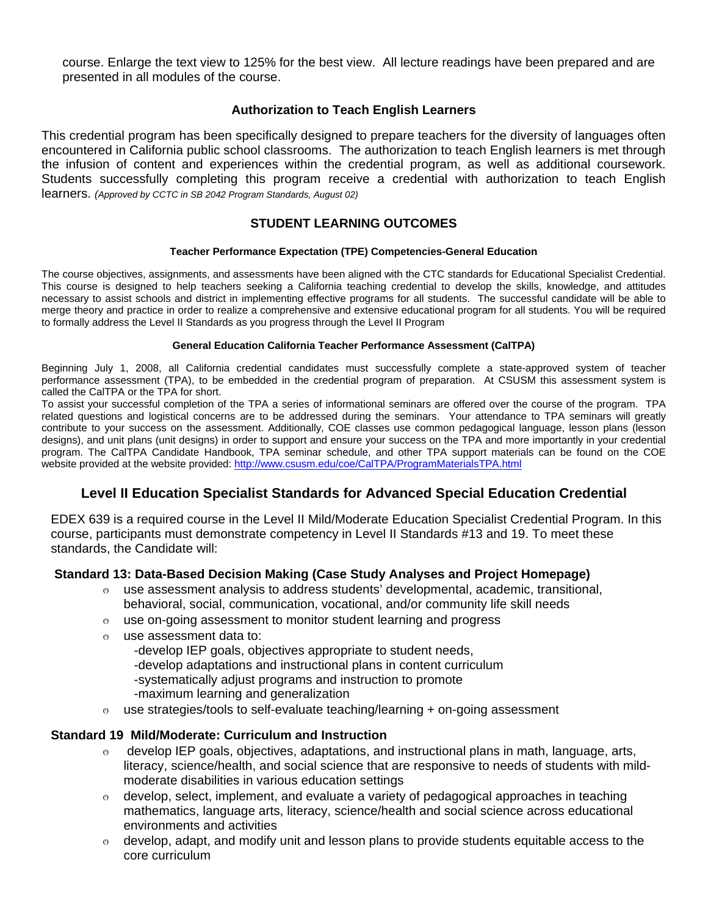course. Enlarge the text view to 125% for the best view. All lecture readings have been prepared and are presented in all modules of the course.

### Authorization to Teach English Learners

This credential program has been specifically designed to prepare teachers for the diversity of languages often encountered in California public school classrooms. The authorization to teach English learners is met through the infusion of content and experiences within the credential program, as well as additional coursework. Students successfully completing this program receive a credential with authorization to teach English learners. *(Approved by CCTC in SB 2042 Program Standards, August 02)*

## STUDENT LEARNING OUTCOMES

#### Teacher Performance Expectation (TPE) Competencies-General Education

The course objectives, assignments, and assessments have been aligned with the CTC standards for Educational Specialist Credential. This course is designed to help teachers seeking a California teaching credential to develop the skills, knowledge, and attitudes necessary to assist schools and district in implementing effective programs for all students. The successful candidate will be able to merge theory and practice in order to realize a comprehensive and extensive educational program for all students. You will be required to formally address the Level II Standards as you progress through the Level II Program

#### General Education California Teacher Performance Assessment (CalTPA)

Beginning July 1, 2008, all California credential candidates must successfully complete a state-approved system of teacher performance assessment (TPA), to be embedded in the credential program of preparation. At CSUSM this assessment system is called the CalTPA or the TPA for short.

To assist your successful completion of the TPA a series of informational seminars are offered over the course of the program. TPA related questions and logistical concerns are to be addressed during the seminars. Your attendance to TPA seminars will greatly contribute to your success on the assessment. Additionally, COE classes use common pedagogical language, lesson plans (lesson designs), and unit plans (unit designs) in order to support and ensure your success on the TPA and more importantly in your credential program. The CalTPA Candidate Handbook, TPA seminar schedule, and other TPA support materials can be found on the COE website provided at the website provided: http://www.csusm.edu/coe/CalTPA/ProgramMaterialsTPA.html

## Level II Education Specialist Standards for Advanced Special Education Credential

EDEX 639 is a required course in the Level II Mild/Moderate Education Specialist Credential Program. In this course, participants must demonstrate competency in Level II Standards #13 and 19. To meet these standards, the Candidate will:

### Standard 13: Data-Based Decision Making (Case Study Analyses and Project Homepage)

- use assessment analysis to address students' developmental, academic, transitional, behavioral, social, communication, vocational, and/or community life skill needs
- use on-going assessment to monitor student learning and progress
- use assessment data to:
  - -develop IEP goals, objectives appropriate to student needs,
  - -develop adaptations and instructional plans in content curriculum
  - -systematically adjust programs and instruction to promote
  - -maximum learning and generalization
- use strategies/tools to self-evaluate teaching/learning + on-going assessment

### Standard 19 Mild/Moderate: Curriculum and Instruction

- develop IEP goals, objectives, adaptations, and instructional plans in math, language, arts, literacy, science/health, and social science that are responsive to needs of students with mild-moderate disabilities in various education settings
- develop, select, implement, and evaluate a variety of pedagogical approaches in teaching mathematics, language arts, literacy, science/health and social science across educational environments and activities
- develop, adapt, and modify unit and lesson plans to provide students equitable access to the core curriculum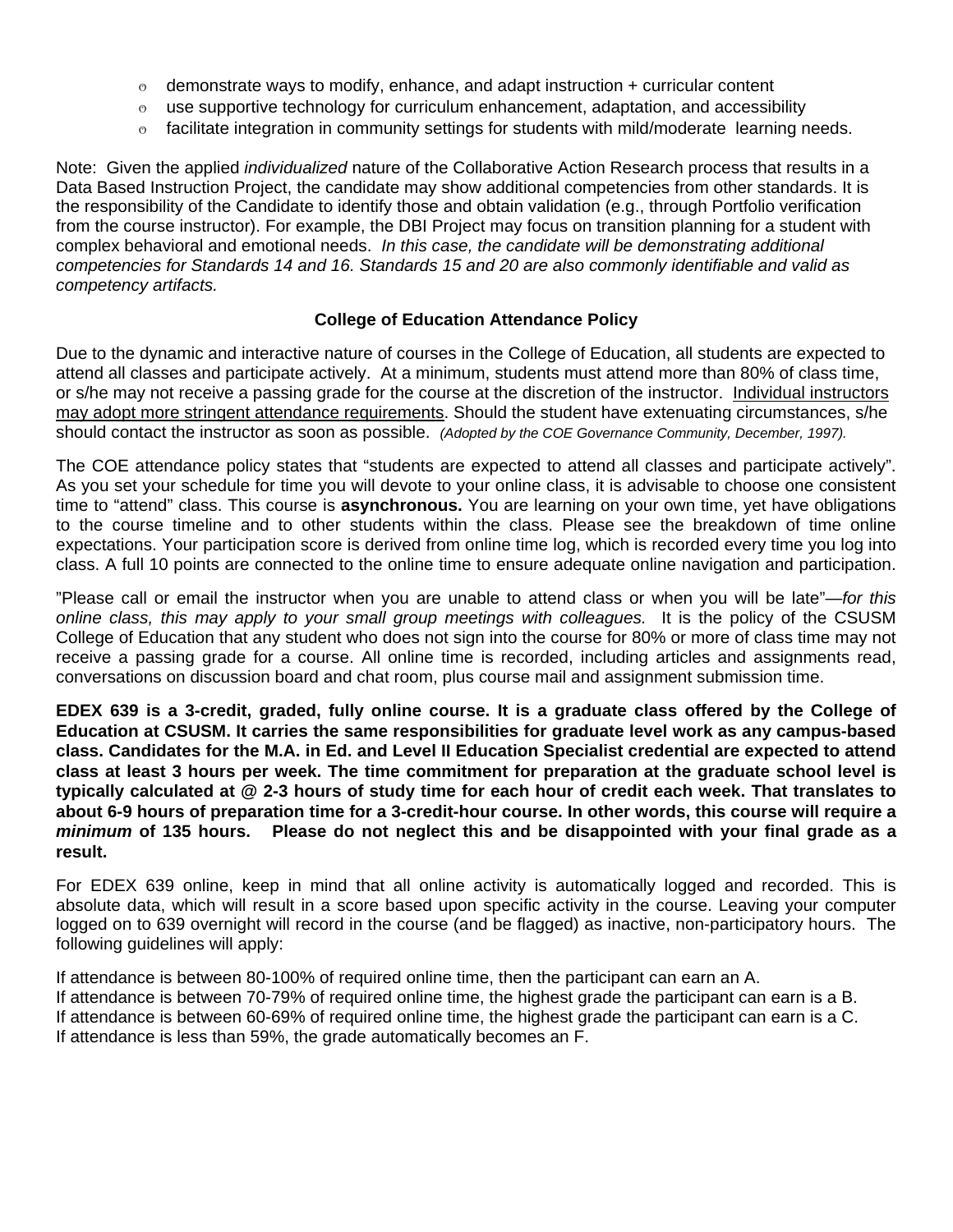- demonstrate ways to modify, enhance, and adapt instruction + curricular content
- use supportive technology for curriculum enhancement, adaptation, and accessibility
- facilitate integration in community settings for students with mild/moderate learning needs.

Note: Given the applied *individualized* nature of the Collaborative Action Research process that results in a Data Based Instruction Project, the candidate may show additional competencies from other standards. It is the responsibility of the Candidate to identify those and obtain validation (e.g., through Portfolio verification from the course instructor). For example, the DBI Project may focus on transition planning for a student with complex behavioral and emotional needs. *In this case, the candidate will be demonstrating additional competencies for Standards 14 and 16. Standards 15 and 20 are also commonly identifiable and valid as competency artifacts.*

### College of Education Attendance Policy

Due to the dynamic and interactive nature of courses in the College of Education, all students are expected to attend all classes and participate actively. At a minimum, students must attend more than 80% of class time, or s/he may not receive a passing grade for the course at the discretion of the instructor. Individual instructors may adopt more stringent attendance requirements. Should the student have extenuating circumstances, s/he should contact the instructor as soon as possible. *(Adopted by the COE Governance Community, December, 1997).*

The COE attendance policy states that "students are expected to attend all classes and participate actively". As you set your schedule for time you will devote to your online class, it is advisable to choose one consistent time to "attend" class. This course is **asynchronous.** You are learning on your own time, yet have obligations to the course timeline and to other students within the class. Please see the breakdown of time online expectations. Your participation score is derived from online time log, which is recorded every time you log into class. A full 10 points are connected to the online time to ensure adequate online navigation and participation.

"Please call or email the instructor when you are unable to attend class or when you will be late"—*for this online class, this may apply to your small group meetings with colleagues.* It is the policy of the CSUSM College of Education that any student who does not sign into the course for 80% or more of class time may not receive a passing grade for a course. All online time is recorded, including articles and assignments read, conversations on discussion board and chat room, plus course mail and assignment submission time.

**EDEX 639 is a 3-credit, graded, fully online course. It is a graduate class offered by the College of Education at CSUSM. It carries the same responsibilities for graduate level work as any campus-based class. Candidates for the M.A. in Ed. and Level II Education Specialist credential are expected to attend class at least 3 hours per week. The time commitment for preparation at the graduate school level is typically calculated at @ 2-3 hours of study time for each hour of credit each week. That translates to about 6-9 hours of preparation time for a 3-credit-hour course. In other words, this course will require a *minimum* of 135 hours. Please do not neglect this and be disappointed with your final grade as a result.**

For EDEX 639 online, keep in mind that all online activity is automatically logged and recorded. This is absolute data, which will result in a score based upon specific activity in the course. Leaving your computer logged on to 639 overnight will record in the course (and be flagged) as inactive, non-participatory hours. The following guidelines will apply:

If attendance is between 80-100% of required online time, then the participant can earn an A.
If attendance is between 70-79% of required online time, the highest grade the participant can earn is a B.
If attendance is between 60-69% of required online time, the highest grade the participant can earn is a C.
If attendance is less than 59%, the grade automatically becomes an F.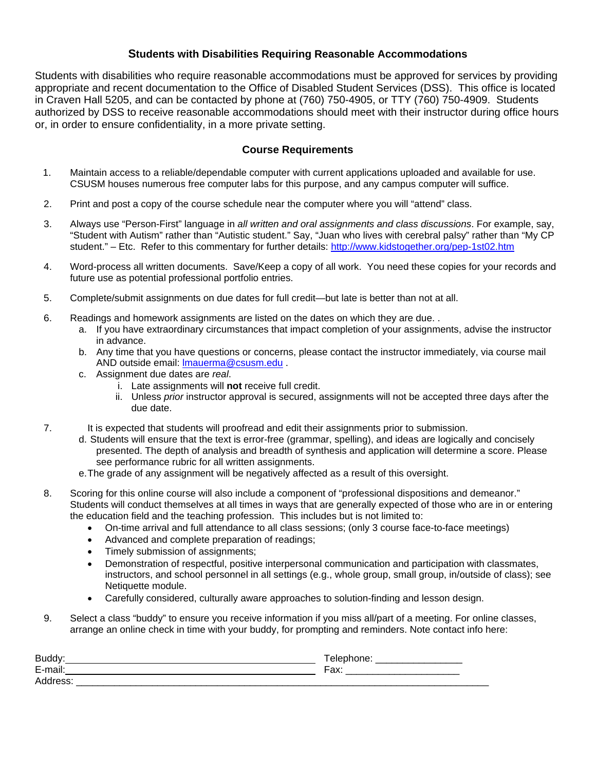## Students with Disabilities Requiring Reasonable Accommodations

Students with disabilities who require reasonable accommodations must be approved for services by providing appropriate and recent documentation to the Office of Disabled Student Services (DSS). This office is located in Craven Hall 5205, and can be contacted by phone at (760) 750-4905, or TTY (760) 750-4909. Students authorized by DSS to receive reasonable accommodations should meet with their instructor during office hours or, in order to ensure confidentiality, in a more private setting.

## Course Requirements

1. Maintain access to a reliable/dependable computer with current applications uploaded and available for use. CSUSM houses numerous free computer labs for this purpose, and any campus computer will suffice.

2. Print and post a copy of the course schedule near the computer where you will "attend" class.

3. Always use "Person-First" language in *all written and oral assignments and class discussions*. For example, say, "Student with Autism" rather than "Autistic student." Say, "Juan who lives with cerebral palsy" rather than "My CP student." – Etc. Refer to this commentary for further details: http://www.kidstogether.org/pep-1st02.htm

4. Word-process all written documents. Save/Keep a copy of all work. You need these copies for your records and future use as potential professional portfolio entries.

5. Complete/submit assignments on due dates for full credit—but late is better than not at all.

6. Readings and homework assignments are listed on the dates on which they are due. .
   a. If you have extraordinary circumstances that impact completion of your assignments, advise the instructor in advance.
   b. Any time that you have questions or concerns, please contact the instructor immediately, via course mail AND outside email: lmauerma@csusm.edu .
   c. Assignment due dates are *real*.
      i. Late assignments will **not** receive full credit.
      ii. Unless *prior* instructor approval is secured, assignments will not be accepted three days after the due date.

7. It is expected that students will proofread and edit their assignments prior to submission.
   d. Students will ensure that the text is error-free (grammar, spelling), and ideas are logically and concisely presented. The depth of analysis and breadth of synthesis and application will determine a score. Please see performance rubric for all written assignments.
   e. The grade of any assignment will be negatively affected as a result of this oversight.

8. Scoring for this online course will also include a component of "professional dispositions and demeanor." Students will conduct themselves at all times in ways that are generally expected of those who are in or entering the education field and the teaching profession. This includes but is not limited to:
   - On-time arrival and full attendance to all class sessions; (only 3 course face-to-face meetings)
   - Advanced and complete preparation of readings;
   - Timely submission of assignments;
   - Demonstration of respectful, positive interpersonal communication and participation with classmates, instructors, and school personnel in all settings (e.g., whole group, small group, in/outside of class); see Netiquette module.
   - Carefully considered, culturally aware approaches to solution-finding and lesson design.

9. Select a class "buddy" to ensure you receive information if you miss all/part of a meeting. For online classes, arrange an online check in time with your buddy, for prompting and reminders. Note contact info here:

Buddy: ______________________________ Telephone: ________________
E-mail: ______________________________ Fax: ______________________
Address: ____________________________________________________________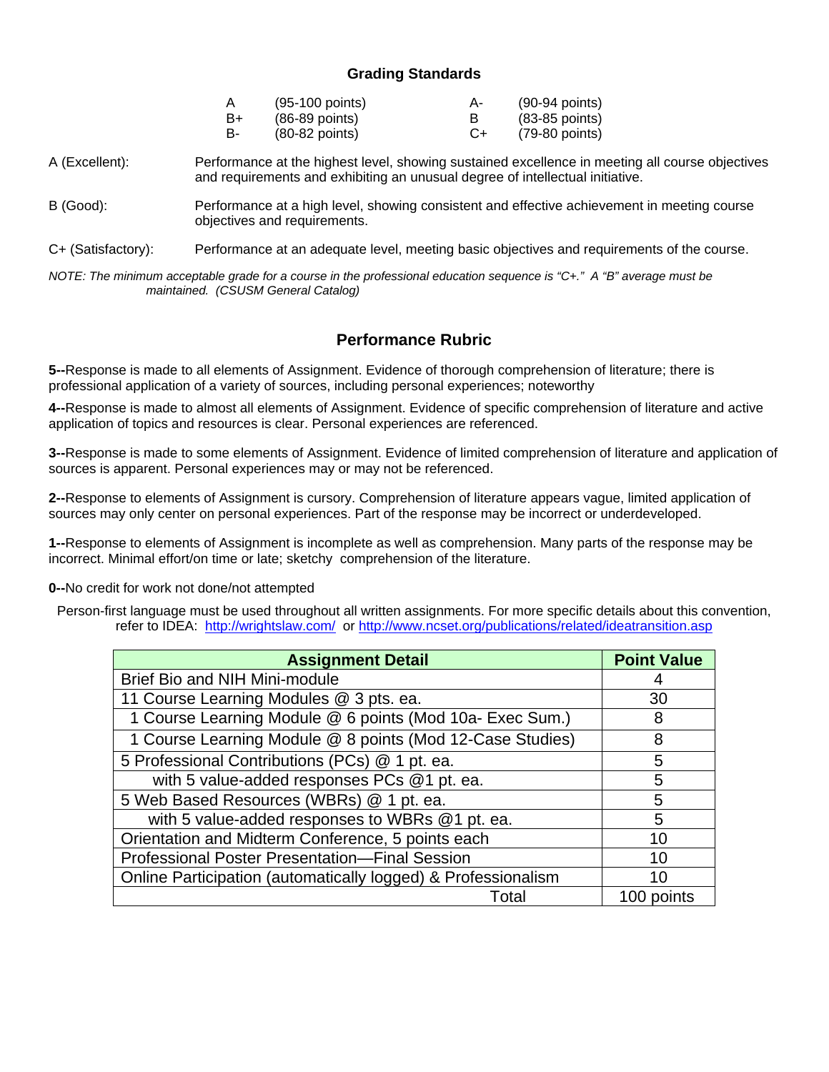## Grading Standards

| | | | |
|---|---|---|---|
| A | (95-100 points) | A- | (90-94 points) |
| B+ | (86-89 points) | B | (83-85 points) |
| B- | (80-82 points) | C+ | (79-80 points) |

A (Excellent): Performance at the highest level, showing sustained excellence in meeting all course objectives and requirements and exhibiting an unusual degree of intellectual initiative.

B (Good): Performance at a high level, showing consistent and effective achievement in meeting course objectives and requirements.

C+ (Satisfactory): Performance at an adequate level, meeting basic objectives and requirements of the course.

*NOTE: The minimum acceptable grade for a course in the professional education sequence is "C+." A "B" average must be maintained. (CSUSM General Catalog)*

## Performance Rubric

**5--**Response is made to all elements of Assignment. Evidence of thorough comprehension of literature; there is professional application of a variety of sources, including personal experiences; noteworthy

**4--**Response is made to almost all elements of Assignment. Evidence of specific comprehension of literature and active application of topics and resources is clear. Personal experiences are referenced.

**3--**Response is made to some elements of Assignment. Evidence of limited comprehension of literature and application of sources is apparent. Personal experiences may or may not be referenced.

**2--**Response to elements of Assignment is cursory. Comprehension of literature appears vague, limited application of sources may only center on personal experiences. Part of the response may be incorrect or underdeveloped.

**1--**Response to elements of Assignment is incomplete as well as comprehension. Many parts of the response may be incorrect. Minimal effort/on time or late; sketchy comprehension of the literature.

**0--**No credit for work not done/not attempted

Person-first language must be used throughout all written assignments. For more specific details about this convention, refer to IDEA: http://wrightslaw.com/ or http://www.ncset.org/publications/related/ideatransition.asp

| Assignment Detail | Point Value |
|---|---|
| Brief Bio and NIH Mini-module | 4 |
| 11 Course Learning Modules @ 3 pts. ea. | 30 |
| 1 Course Learning Module @ 6 points (Mod 10a- Exec Sum.) | 8 |
| 1 Course Learning Module @ 8 points (Mod 12-Case Studies) | 8 |
| 5 Professional Contributions (PCs) @ 1 pt. ea. | 5 |
| with 5 value-added responses PCs @1 pt. ea. | 5 |
| 5 Web Based Resources (WBRs) @ 1 pt. ea. | 5 |
| with 5 value-added responses to WBRs @1 pt. ea. | 5 |
| Orientation and Midterm Conference, 5 points each | 10 |
| Professional Poster Presentation—Final Session | 10 |
| Online Participation (automatically logged) & Professionalism | 10 |
| Total | 100 points |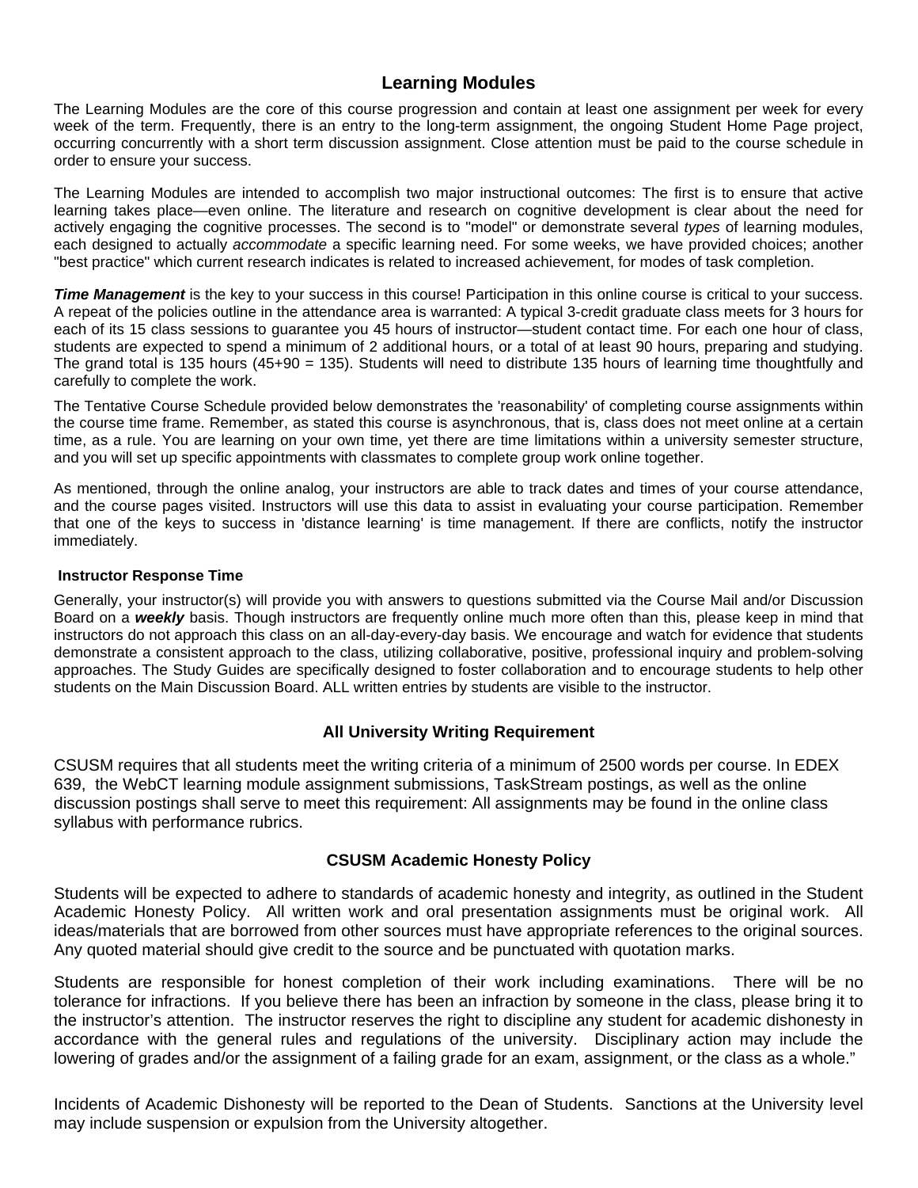## Learning Modules

The Learning Modules are the core of this course progression and contain at least one assignment per week for every week of the term. Frequently, there is an entry to the long-term assignment, the ongoing Student Home Page project, occurring concurrently with a short term discussion assignment. Close attention must be paid to the course schedule in order to ensure your success.

The Learning Modules are intended to accomplish two major instructional outcomes: The first is to ensure that active learning takes place—even online. The literature and research on cognitive development is clear about the need for actively engaging the cognitive processes. The second is to "model" or demonstrate several *types* of learning modules, each designed to actually *accommodate* a specific learning need. For some weeks, we have provided choices; another "best practice" which current research indicates is related to increased achievement, for modes of task completion.

***Time Management*** is the key to your success in this course! Participation in this online course is critical to your success. A repeat of the policies outline in the attendance area is warranted: A typical 3-credit graduate class meets for 3 hours for each of its 15 class sessions to guarantee you 45 hours of instructor—student contact time. For each one hour of class, students are expected to spend a minimum of 2 additional hours, or a total of at least 90 hours, preparing and studying. The grand total is 135 hours (45+90 = 135). Students will need to distribute 135 hours of learning time thoughtfully and carefully to complete the work.

The Tentative Course Schedule provided below demonstrates the 'reasonability' of completing course assignments within the course time frame. Remember, as stated this course is asynchronous, that is, class does not meet online at a certain time, as a rule. You are learning on your own time, yet there are time limitations within a university semester structure, and you will set up specific appointments with classmates to complete group work online together.

As mentioned, through the online analog, your instructors are able to track dates and times of your course attendance, and the course pages visited. Instructors will use this data to assist in evaluating your course participation. Remember that one of the keys to success in 'distance learning' is time management. If there are conflicts, notify the instructor immediately.

#### Instructor Response Time

Generally, your instructor(s) will provide you with answers to questions submitted via the Course Mail and/or Discussion Board on a ***weekly*** basis. Though instructors are frequently online much more often than this, please keep in mind that instructors do not approach this class on an all-day-every-day basis. We encourage and watch for evidence that students demonstrate a consistent approach to the class, utilizing collaborative, positive, professional inquiry and problem-solving approaches. The Study Guides are specifically designed to foster collaboration and to encourage students to help other students on the Main Discussion Board. ALL written entries by students are visible to the instructor.

## All University Writing Requirement

CSUSM requires that all students meet the writing criteria of a minimum of 2500 words per course. In EDEX 639, the WebCT learning module assignment submissions, TaskStream postings, as well as the online discussion postings shall serve to meet this requirement: All assignments may be found in the online class syllabus with performance rubrics.

## CSUSM Academic Honesty Policy

Students will be expected to adhere to standards of academic honesty and integrity, as outlined in the Student Academic Honesty Policy. All written work and oral presentation assignments must be original work. All ideas/materials that are borrowed from other sources must have appropriate references to the original sources. Any quoted material should give credit to the source and be punctuated with quotation marks.

Students are responsible for honest completion of their work including examinations. There will be no tolerance for infractions. If you believe there has been an infraction by someone in the class, please bring it to the instructor's attention. The instructor reserves the right to discipline any student for academic dishonesty in accordance with the general rules and regulations of the university. Disciplinary action may include the lowering of grades and/or the assignment of a failing grade for an exam, assignment, or the class as a whole."

Incidents of Academic Dishonesty will be reported to the Dean of Students. Sanctions at the University level may include suspension or expulsion from the University altogether.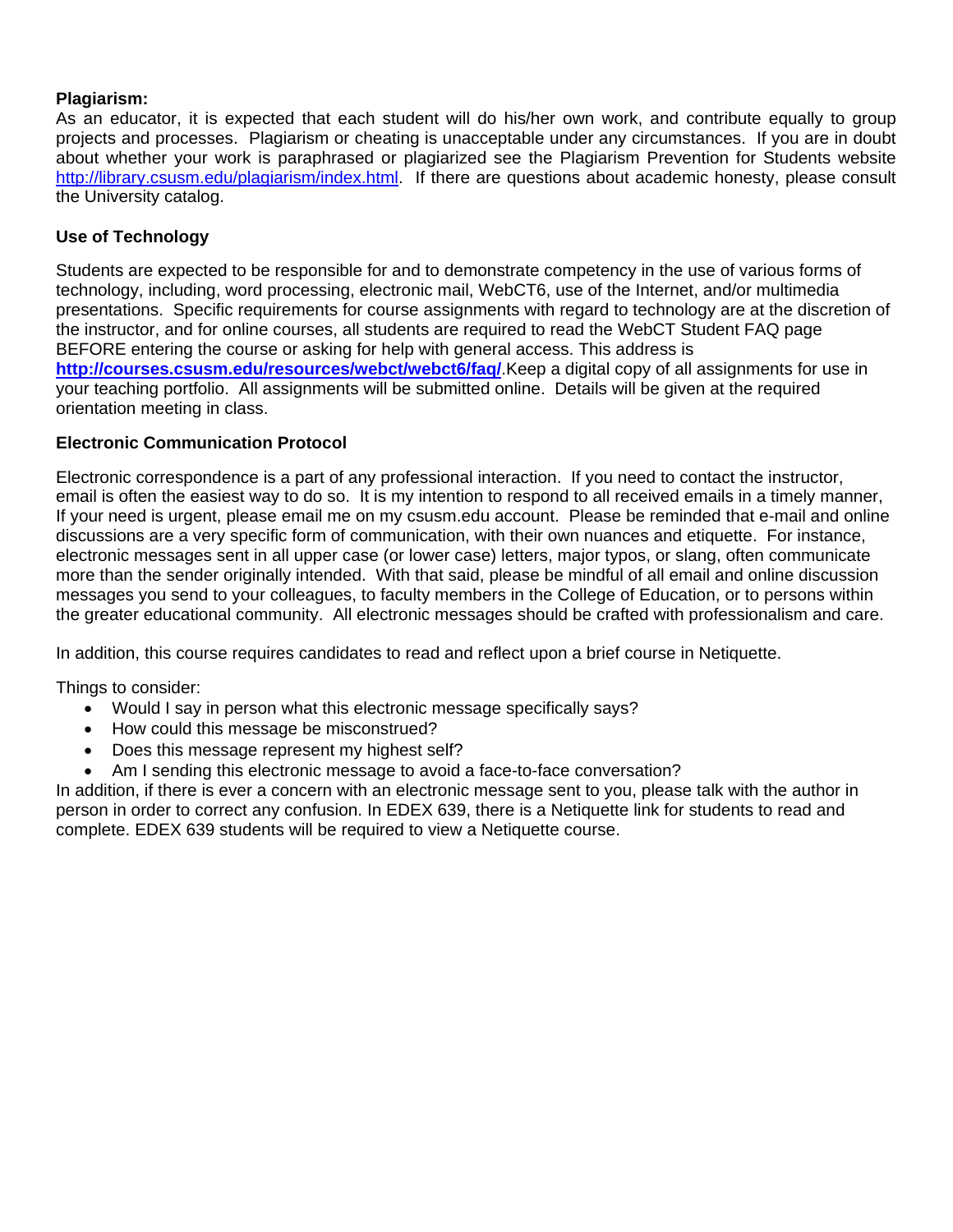**Plagiarism:**
As an educator, it is expected that each student will do his/her own work, and contribute equally to group projects and processes. Plagiarism or cheating is unacceptable under any circumstances. If you are in doubt about whether your work is paraphrased or plagiarized see the Plagiarism Prevention for Students website http://library.csusm.edu/plagiarism/index.html. If there are questions about academic honesty, please consult the University catalog.

**Use of Technology**

Students are expected to be responsible for and to demonstrate competency in the use of various forms of technology, including, word processing, electronic mail, WebCT6, use of the Internet, and/or multimedia presentations. Specific requirements for course assignments with regard to technology are at the discretion of the instructor, and for online courses, all students are required to read the WebCT Student FAQ page BEFORE entering the course or asking for help with general access. This address is **http://courses.csusm.edu/resources/webct/webct6/faq/**.Keep a digital copy of all assignments for use in your teaching portfolio. All assignments will be submitted online. Details will be given at the required orientation meeting in class.

**Electronic Communication Protocol**

Electronic correspondence is a part of any professional interaction. If you need to contact the instructor, email is often the easiest way to do so. It is my intention to respond to all received emails in a timely manner, If your need is urgent, please email me on my csusm.edu account. Please be reminded that e-mail and online discussions are a very specific form of communication, with their own nuances and etiquette. For instance, electronic messages sent in all upper case (or lower case) letters, major typos, or slang, often communicate more than the sender originally intended. With that said, please be mindful of all email and online discussion messages you send to your colleagues, to faculty members in the College of Education, or to persons within the greater educational community. All electronic messages should be crafted with professionalism and care.

In addition, this course requires candidates to read and reflect upon a brief course in Netiquette.

Things to consider:

- Would I say in person what this electronic message specifically says?
- How could this message be misconstrued?
- Does this message represent my highest self?
- Am I sending this electronic message to avoid a face-to-face conversation?

In addition, if there is ever a concern with an electronic message sent to you, please talk with the author in person in order to correct any confusion. In EDEX 639, there is a Netiquette link for students to read and complete. EDEX 639 students will be required to view a Netiquette course.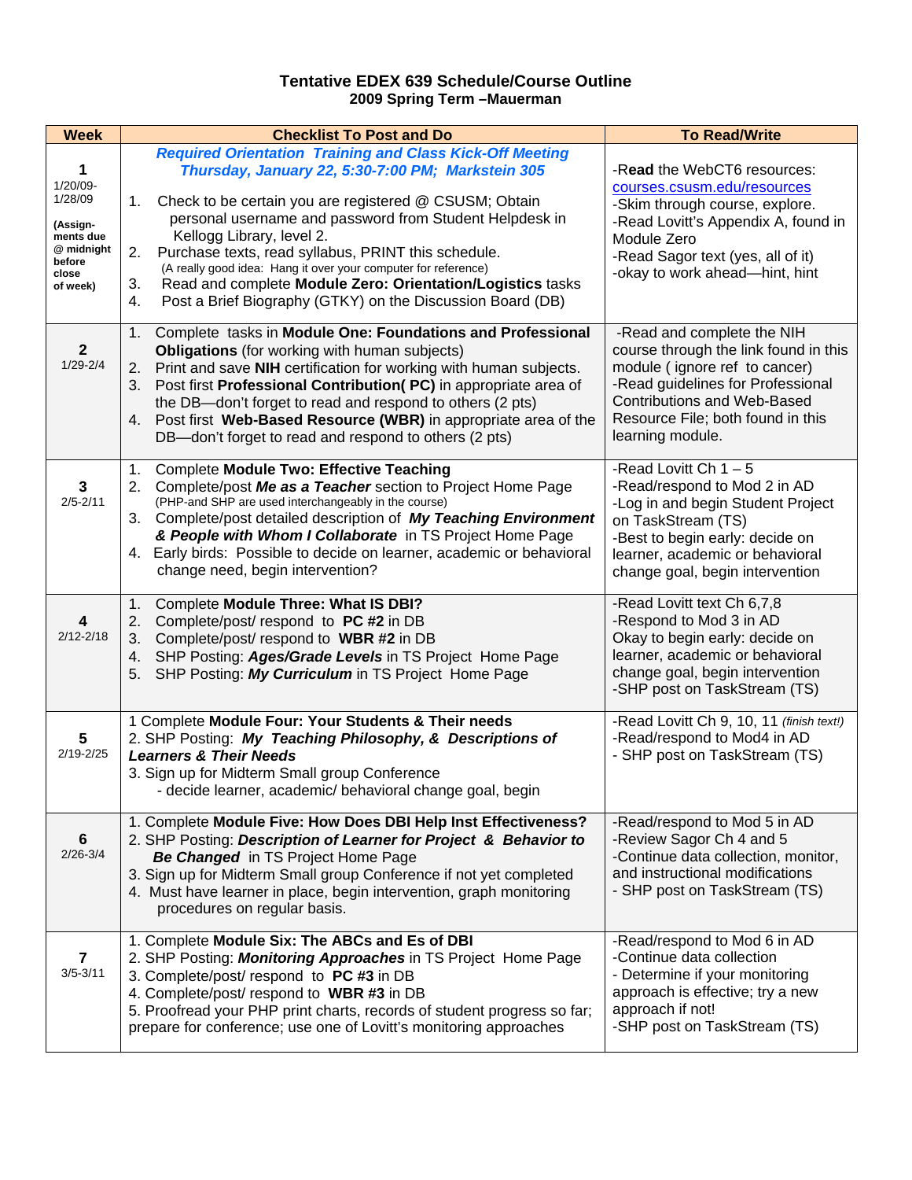# Tentative EDEX 639 Schedule/Course Outline

## 2009 Spring Term –Mauerman

| Week | Checklist To Post and Do | To Read/Write |
|---|---|---|
| **1**<br>1/20/09-1/28/09<br>**(Assignments due @ midnight before close of week)** | ***Required Orientation Training and Class Kick-Off Meeting Thursday, January 22, 5:30-7:00 PM; Markstein 305***<br>1. Check to be certain you are registered @ CSUSM; Obtain personal username and password from Student Helpdesk in Kellogg Library, level 2.<br>2. Purchase texts, read syllabus, PRINT this schedule. (A really good idea: Hang it over your computer for reference)<br>3. Read and complete **Module Zero: Orientation/Logistics** tasks<br>4. Post a Brief Biography (GTKY) on the Discussion Board (DB) | -R**ead** the WebCT6 resources: courses.csusm.edu/resources<br>-Skim through course, explore.<br>-Read Lovitt's Appendix A, found in Module Zero<br>-Read Sagor text (yes, all of it)<br>-okay to work ahead—hint, hint |
| **2**<br>1/29-2/4 | 1. Complete tasks in **Module One: Foundations and Professional Obligations** (for working with human subjects)<br>2. Print and save **NIH** certification for working with human subjects.<br>3. Post first **Professional Contribution( PC)** in appropriate area of the DB—don't forget to read and respond to others (2 pts)<br>4. Post first **Web-Based Resource (WBR)** in appropriate area of the DB—don't forget to read and respond to others (2 pts) | -Read and complete the NIH course through the link found in this module ( ignore ref to cancer)<br>-Read guidelines for Professional Contributions and Web-Based Resource File; both found in this learning module. |
| **3**<br>2/5-2/11 | 1. Complete **Module Two: Effective Teaching**<br>2. Complete/post ***Me as a Teacher*** section to Project Home Page (PHP-and SHP are used interchangeably in the course)<br>3. Complete/post detailed description of ***My Teaching Environment & People with Whom I Collaborate*** in TS Project Home Page<br>4. Early birds: Possible to decide on learner, academic or behavioral change need, begin intervention? | -Read Lovitt Ch 1 – 5<br>-Read/respond to Mod 2 in AD<br>-Log in and begin Student Project on TaskStream (TS)<br>-Best to begin early: decide on learner, academic or behavioral change goal, begin intervention |
| **4**<br>2/12-2/18 | 1. Complete **Module Three: What IS DBI?**<br>2. Complete/post/ respond to **PC #2** in DB<br>3. Complete/post/ respond to **WBR #2** in DB<br>4. SHP Posting: ***Ages/Grade Levels*** in TS Project Home Page<br>5. SHP Posting: ***My Curriculum*** in TS Project Home Page | -Read Lovitt text Ch 6,7,8<br>-Respond to Mod 3 in AD<br>Okay to begin early: decide on learner, academic or behavioral change goal, begin intervention<br>-SHP post on TaskStream (TS) |
| **5**<br>2/19-2/25 | 1 Complete **Module Four: Your Students & Their needs**<br>2. SHP Posting: ***My Teaching Philosophy, & Descriptions of Learners & Their Needs***<br>3. Sign up for Midterm Small group Conference<br>- decide learner, academic/ behavioral change goal, begin | -Read Lovitt Ch 9, 10, 11 *(finish text!)*<br>-Read/respond to Mod4 in AD<br>- SHP post on TaskStream (TS) |
| **6**<br>2/26-3/4 | 1. Complete **Module Five: How Does DBI Help Inst Effectiveness?**<br>2. SHP Posting: ***Description of Learner for Project & Behavior to Be Changed*** in TS Project Home Page<br>3. Sign up for Midterm Small group Conference if not yet completed<br>4. Must have learner in place, begin intervention, graph monitoring procedures on regular basis. | -Read/respond to Mod 5 in AD<br>-Review Sagor Ch 4 and 5<br>-Continue data collection, monitor, and instructional modifications<br>- SHP post on TaskStream (TS) |
| **7**<br>3/5-3/11 | 1. Complete **Module Six: The ABCs and Es of DBI**<br>2. SHP Posting: ***Monitoring Approaches*** in TS Project Home Page<br>3. Complete/post/ respond to **PC #3** in DB<br>4. Complete/post/ respond to **WBR #3** in DB<br>5. Proofread your PHP print charts, records of student progress so far; prepare for conference; use one of Lovitt's monitoring approaches | -Read/respond to Mod 6 in AD<br>-Continue data collection<br>- Determine if your monitoring approach is effective; try a new approach if not!<br>-SHP post on TaskStream (TS) |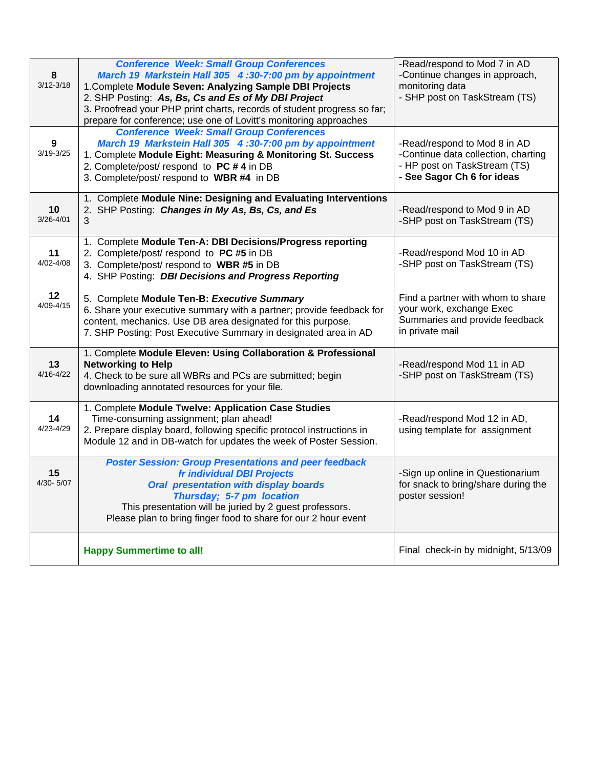| | | |
|---|---|---|
| **8**<br>3/12-3/18 | ***Conference Week: Small Group Conferences***<br>***March 19 Markstein Hall 305 4 :30-7:00 pm by appointment***<br>1.Complete **Module Seven: Analyzing Sample DBI Projects**<br>2. SHP Posting: ***As, Bs, Cs and Es of My DBI Project***<br>3. Proofread your PHP print charts, records of student progress so far; prepare for conference; use one of Lovitt's monitoring approaches | -Read/respond to Mod 7 in AD<br>-Continue changes in approach, monitoring data<br>- SHP post on TaskStream (TS) |
| **9**<br>3/19-3/25 | ***Conference Week: Small Group Conferences***<br>***March 19 Markstein Hall 305 4 :30-7:00 pm by appointment***<br>1. Complete **Module Eight: Measuring & Monitoring St. Success**<br>2. Complete/post/ respond to **PC # 4** in DB<br>3. Complete/post/ respond to **WBR #4** in DB | -Read/respond to Mod 8 in AD<br>-Continue data collection, charting<br>- HP post on TaskStream (TS)<br>**- See Sagor Ch 6 for ideas** |
| **10**<br>3/26-4/01 | 1. Complete **Module Nine: Designing and Evaluating Interventions**<br>2. SHP Posting: ***Changes in My As, Bs, Cs, and Es***<br>3 | -Read/respond to Mod 9 in AD<br>-SHP post on TaskStream (TS) |
| **11**<br>4/02-4/08 | 1. Complete **Module Ten-A: DBI Decisions/Progress reporting**<br>2. Complete/post/ respond to **PC #5** in DB<br>3. Complete/post/ respond to **WBR #5** in DB<br>4. SHP Posting: ***DBI Decisions and Progress Reporting*** | -Read/respond Mod 10 in AD<br>-SHP post on TaskStream (TS) |
| **12**<br>4/09-4/15 | 5. Complete **Module Ten-B: *Executive Summary***<br>6. Share your executive summary with a partner; provide feedback for content, mechanics. Use DB area designated for this purpose.<br>7. SHP Posting: Post Executive Summary in designated area in AD | Find a partner with whom to share your work, exchange Exec Summaries and provide feedback in private mail |
| **13**<br>4/16-4/22 | 1. Complete **Module Eleven: Using Collaboration & Professional Networking to Help**<br>4. Check to be sure all WBRs and PCs are submitted; begin downloading annotated resources for your file. | -Read/respond Mod 11 in AD<br>-SHP post on TaskStream (TS) |
| **14**<br>4/23-4/29 | 1. Complete **Module Twelve: Application Case Studies**<br>Time-consuming assignment; plan ahead!<br>2. Prepare display board, following specific protocol instructions in Module 12 and in DB-watch for updates the week of Poster Session. | -Read/respond Mod 12 in AD, using template for assignment |
| **15**<br>4/30- 5/07 | ***Poster Session: Group Presentations and peer feedback fr individual DBI Projects***<br>***Oral presentation with display boards***<br>***Thursday; 5-7 pm location***<br>This presentation will be juried by 2 guest professors.<br>Please plan to bring finger food to share for our 2 hour event | -Sign up online in Questionarium for snack to bring/share during the poster session! |
| | **Happy Summertime to all!** | Final check-in by midnight, 5/13/09 |